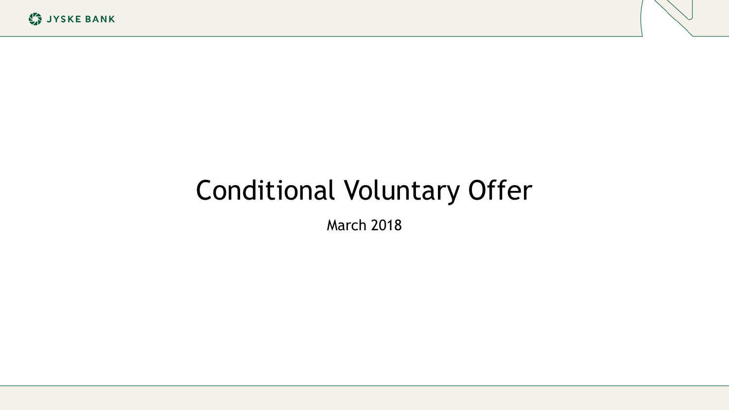# Conditional Voluntary Offer

March 2018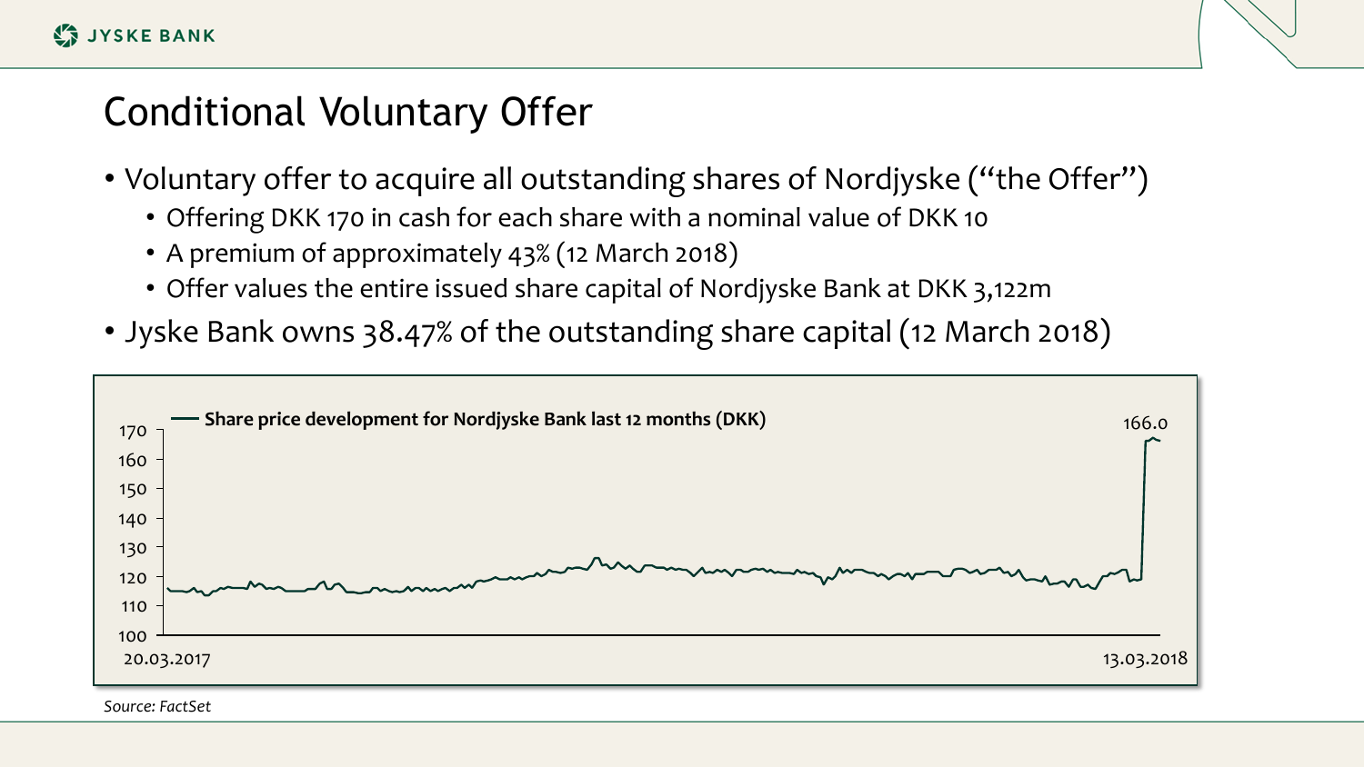# Conditional Voluntary Offer

- Voluntary offer to acquire all outstanding shares of Nordjyske ("the Offer")
  - Offering DKK 170 in cash for each share with a nominal value of DKK 10
  - A premium of approximately 43% (12 March 2018)
  - Offer values the entire issued share capital of Nordjyske Bank at DKK 3,122m
- Jyske Bank owns 38.47% of the outstanding share capital (12 March 2018)

**Share price development for Nordjyske Bank last 12 months (DKK)**

166.0

170
160
150
140
130
120
110
100

20.03.2017 — 13.03.2018

*Source: FactSet*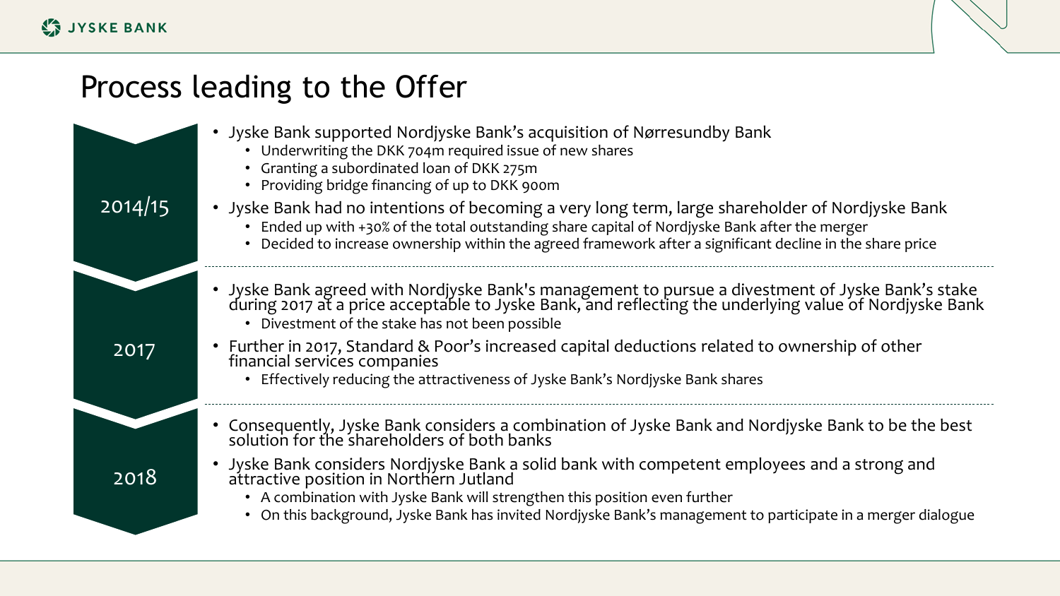# Process leading to the Offer

### 2014/15

- Jyske Bank supported Nordjyske Bank's acquisition of Nørresundby Bank
  - Underwriting the DKK 704m required issue of new shares
  - Granting a subordinated loan of DKK 275m
  - Providing bridge financing of up to DKK 900m
- Jyske Bank had no intentions of becoming a very long term, large shareholder of Nordjyske Bank
  - Ended up with +30% of the total outstanding share capital of Nordjyske Bank after the merger
  - Decided to increase ownership within the agreed framework after a significant decline in the share price

### 2017

- Jyske Bank agreed with Nordjyske Bank's management to pursue a divestment of Jyske Bank's stake during 2017 at a price acceptable to Jyske Bank, and reflecting the underlying value of Nordjyske Bank
  - Divestment of the stake has not been possible
- Further in 2017, Standard & Poor's increased capital deductions related to ownership of other financial services companies
  - Effectively reducing the attractiveness of Jyske Bank's Nordjyske Bank shares

### 2018

- Consequently, Jyske Bank considers a combination of Jyske Bank and Nordjyske Bank to be the best solution for the shareholders of both banks
- Jyske Bank considers Nordjyske Bank a solid bank with competent employees and a strong and attractive position in Northern Jutland
  - A combination with Jyske Bank will strengthen this position even further
  - On this background, Jyske Bank has invited Nordjyske Bank's management to participate in a merger dialogue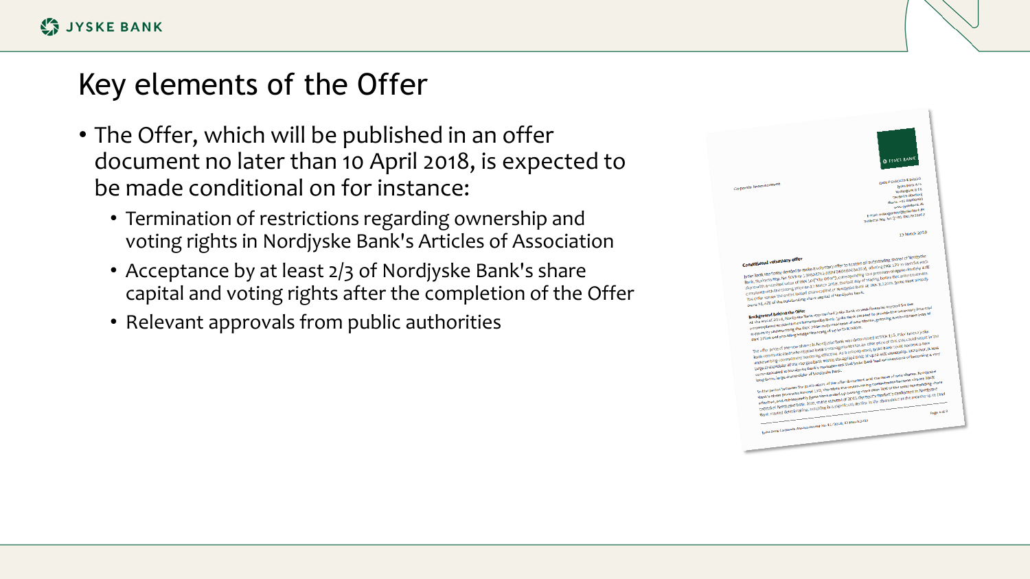# Key elements of the Offer

- The Offer, which will be published in an offer document no later than 10 April 2018, is expected to be made conditional on for instance:
  - Termination of restrictions regarding ownership and voting rights in Nordjyske Bank's Articles of Association
  - Acceptance by at least 2/3 of Nordjyske Bank's share capital and voting rights after the completion of the Offer
  - Relevant approvals from public authorities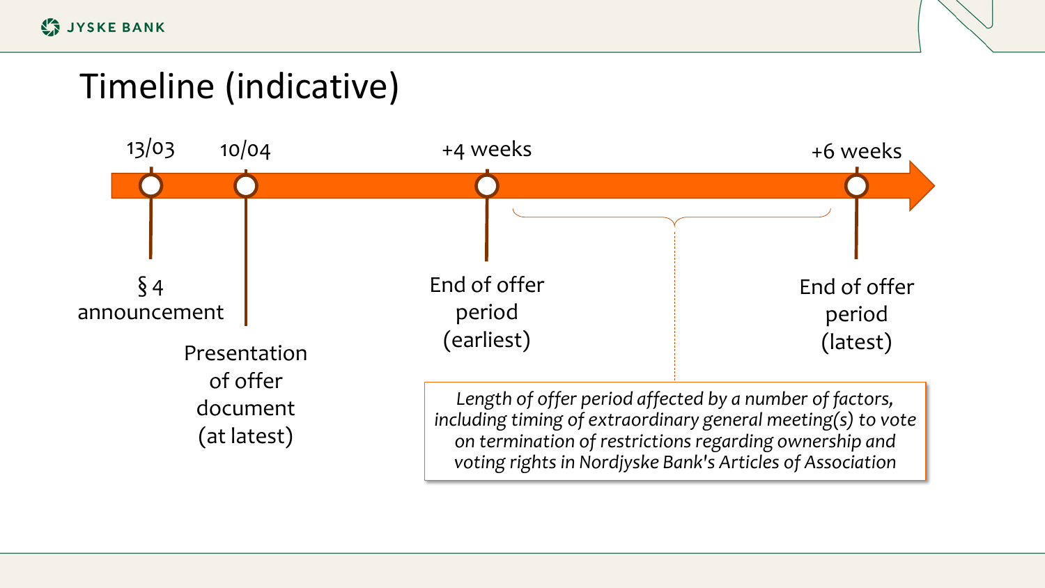# Timeline (indicative)

- **13/03** – § 4 announcement
- **10/04** – Presentation of offer document (at latest)
- **+4 weeks** – End of offer period (earliest)
- **+6 weeks** – End of offer period (latest)

*Length of offer period affected by a number of factors, including timing of extraordinary general meeting(s) to vote on termination of restrictions regarding ownership and voting rights in Nordjyske Bank's Articles of Association*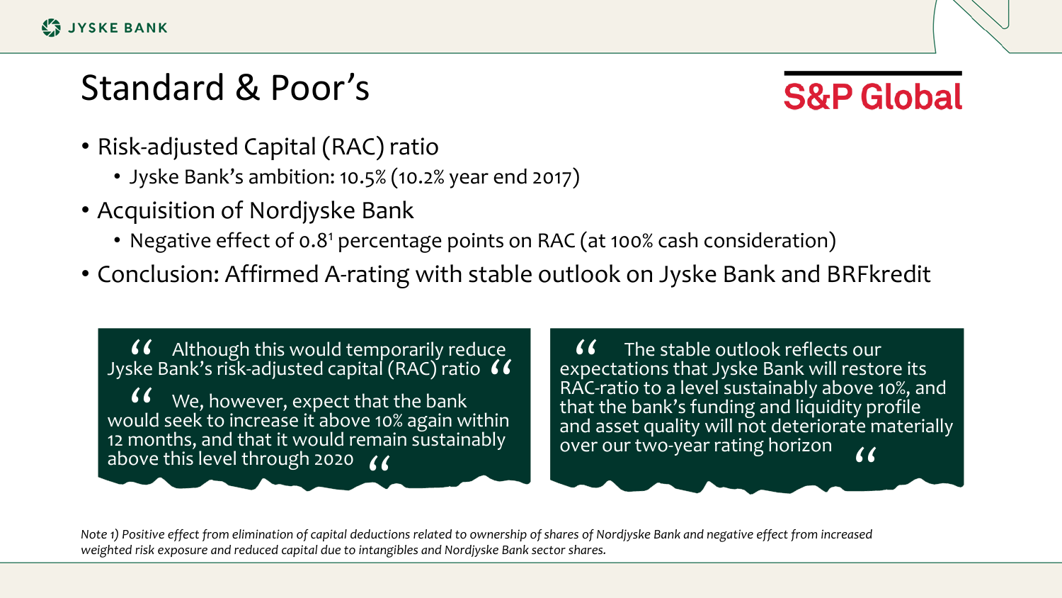# Standard & Poor's

S&P Global

- Risk-adjusted Capital (RAC) ratio
  - Jyske Bank's ambition: 10.5% (10.2% year end 2017)
- Acquisition of Nordjyske Bank
  - Negative effect of 0.8[1] percentage points on RAC (at 100% cash consideration)
- Conclusion: Affirmed A-rating with stable outlook on Jyske Bank and BRFkredit

> "Although this would temporarily reduce Jyske Bank's risk-adjusted capital (RAC) ratio"
>
> "We, however, expect that the bank would seek to increase it above 10% again within 12 months, and that it would remain sustainably above this level through 2020"

> "The stable outlook reflects our expectations that Jyske Bank will restore its RAC-ratio to a level sustainably above 10%, and that the bank's funding and liquidity profile and asset quality will not deteriorate materially over our two-year rating horizon"

*Note 1) Positive effect from elimination of capital deductions related to ownership of shares of Nordjyske Bank and negative effect from increased weighted risk exposure and reduced capital due to intangibles and Nordjyske Bank sector shares.*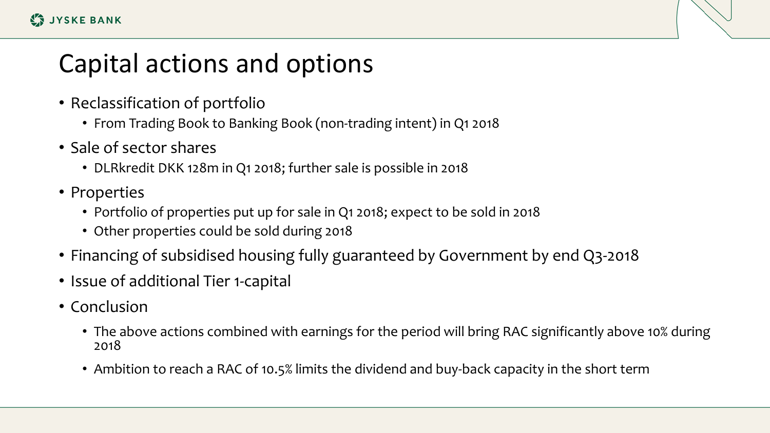# Capital actions and options

- Reclassification of portfolio
  - From Trading Book to Banking Book (non-trading intent) in Q1 2018
- Sale of sector shares
  - DLRkredit DKK 128m in Q1 2018; further sale is possible in 2018
- Properties
  - Portfolio of properties put up for sale in Q1 2018; expect to be sold in 2018
  - Other properties could be sold during 2018
- Financing of subsidised housing fully guaranteed by Government by end Q3-2018
- Issue of additional Tier 1-capital
- Conclusion
  - The above actions combined with earnings for the period will bring RAC significantly above 10% during 2018
  - Ambition to reach a RAC of 10.5% limits the dividend and buy-back capacity in the short term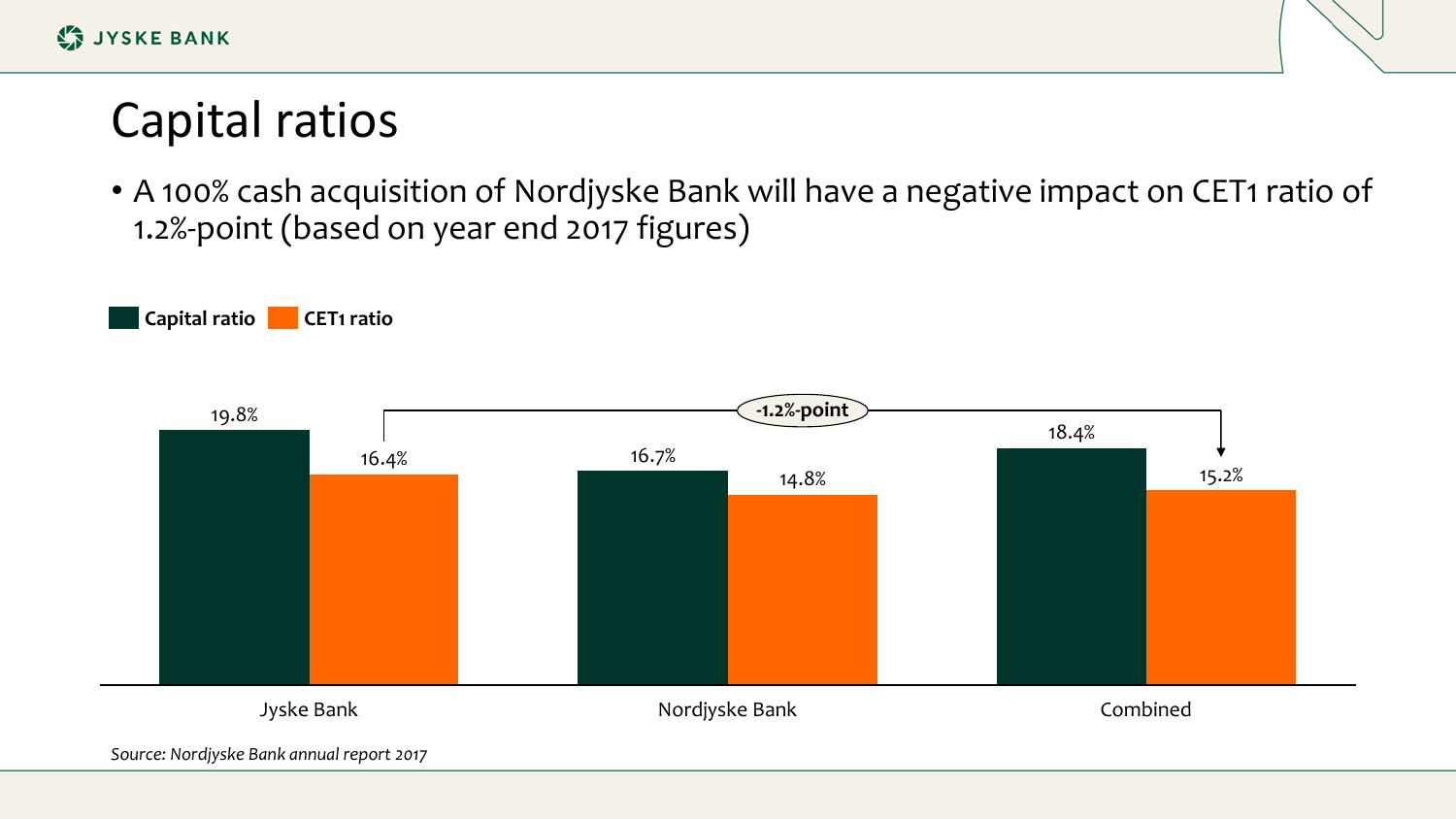# Capital ratios

- A 100% cash acquisition of Nordjyske Bank will have a negative impact on CET1 ratio of 1.2%-point (based on year end 2017 figures)

| | Capital ratio | CET1 ratio |
|---|---|---|
| Jyske Bank | 19.8% | 16.4% |
| Nordjyske Bank | 16.7% | 14.8% |
| Combined | 18.4% | 15.2% |

-1.2%-point

*Source: Nordjyske Bank annual report 2017*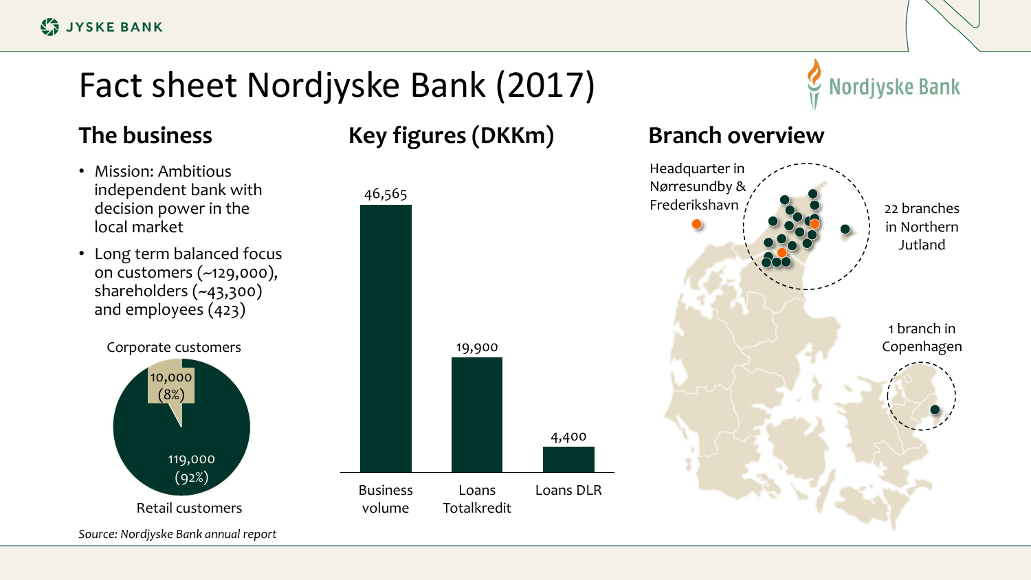# Fact sheet Nordjyske Bank (2017)

## The business

- Mission: Ambitious independent bank with decision power in the local market
- Long term balanced focus on customers (~129,000), shareholders (~43,300) and employees (423)

Corporate customers

10,000 (8%)

119,000 (92%)

Retail customers

*Source: Nordjyske Bank annual report*

## Key figures (DKKm)

| Business volume | Loans Totalkredit | Loans DLR |
|---|---|---|
| 46,565 | 19,900 | 4,400 |

## Branch overview

Headquarter in Nørresundby & Frederikshavn

22 branches in Northern Jutland

1 branch in Copenhagen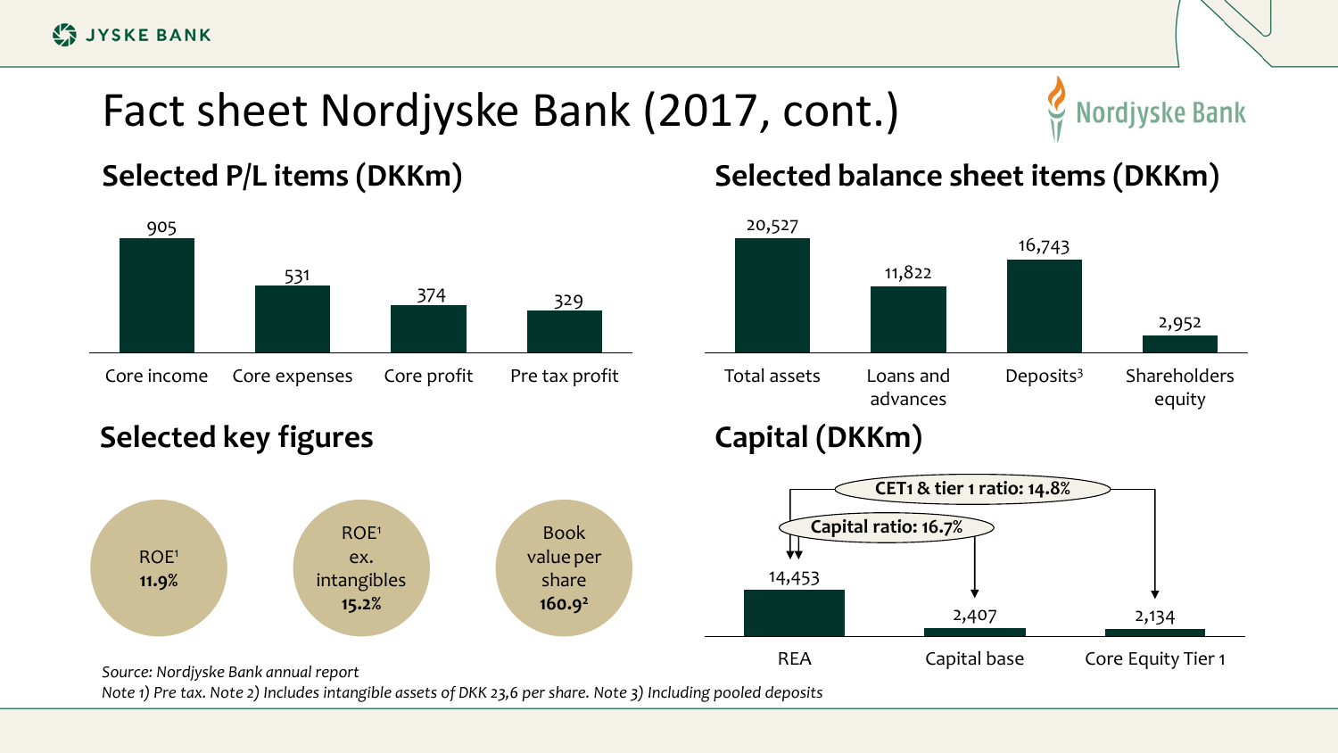# Fact sheet Nordjyske Bank (2017, cont.)

## Selected P/L items (DKKm)

| Core income | Core expenses | Core profit | Pre tax profit |
|---|---|---|---|
| 905 | 531 | 374 | 329 |

## Selected balance sheet items (DKKm)

| Total assets | Loans and advances | Deposits[3] | Shareholders equity |
|---|---|---|---|
| 20,527 | 11,822 | 16,743 | 2,952 |

## Selected key figures

- ROE[1] **11.9%**
- ROE[1] ex. intangibles **15.2%**
- Book value per share **160.9[2]**

## Capital (DKKm)

| REA | Capital base | Core Equity Tier 1 |
|---|---|---|
| 14,453 | 2,407 | 2,134 |

**CET1 & tier 1 ratio: 14.8%**

**Capital ratio: 16.7%**

*Source: Nordjyske Bank annual report*

*Note 1) Pre tax. Note 2) Includes intangible assets of DKK 23,6 per share. Note 3) Including pooled deposits*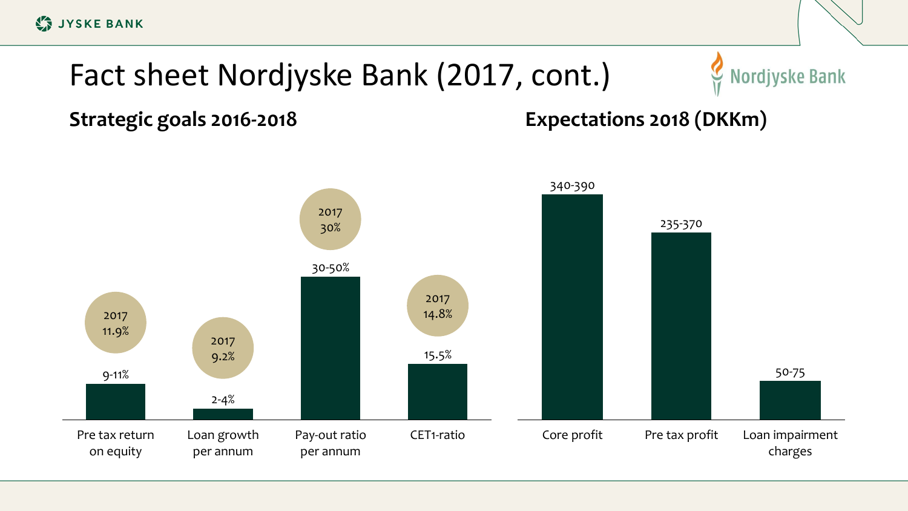# Fact sheet Nordjyske Bank (2017, cont.)

## Strategic goals 2016-2018

| | Pre tax return on equity | Loan growth per annum | Pay-out ratio per annum | CET1-ratio |
|---|---|---|---|---|
| Goal | 9-11% | 2-4% | 30-50% | 15.5% |
| 2017 | 11.9% | 9.2% | 30% | 14.8% |

## Expectations 2018 (DKKm)

| Core profit | Pre tax profit | Loan impairment charges |
|---|---|---|
| 340-390 | 235-370 | 50-75 |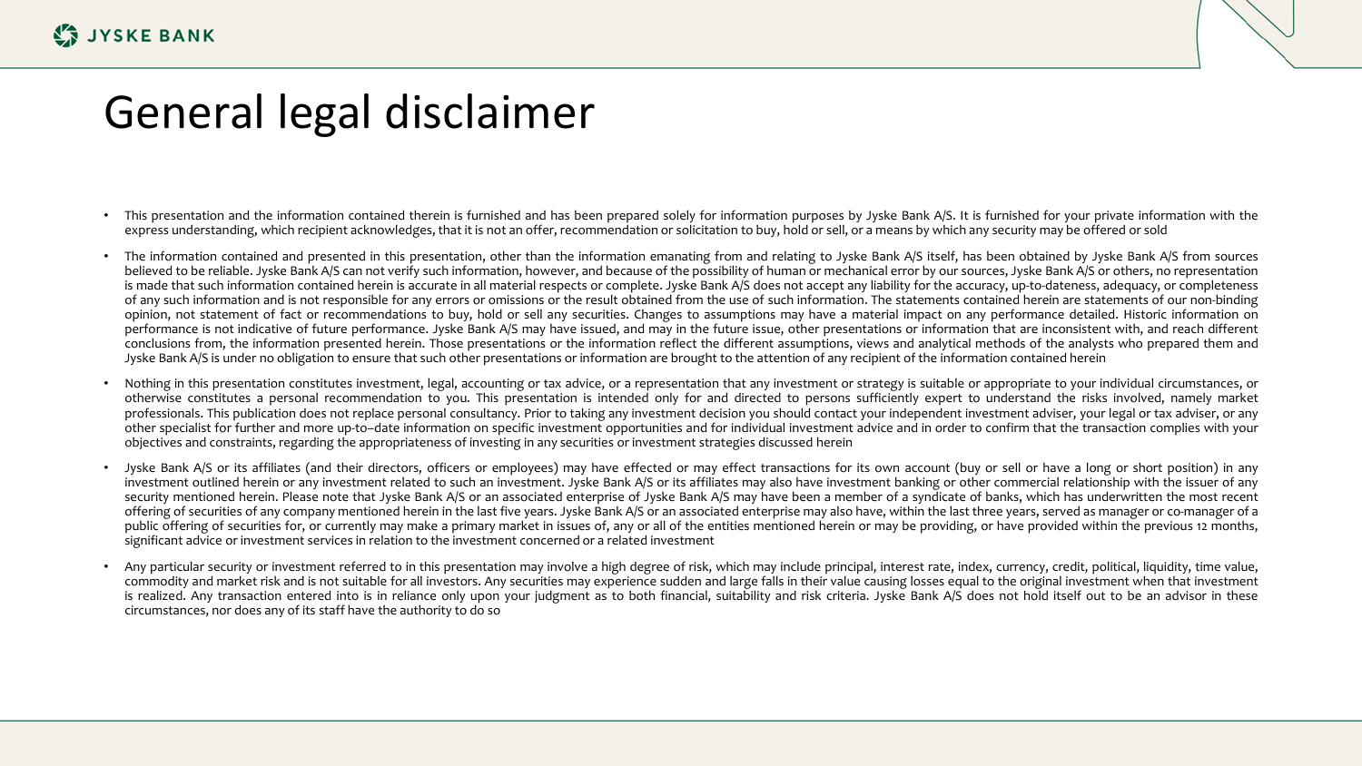# General legal disclaimer

- This presentation and the information contained therein is furnished and has been prepared solely for information purposes by Jyske Bank A/S. It is furnished for your private information with the express understanding, which recipient acknowledges, that it is not an offer, recommendation or solicitation to buy, hold or sell, or a means by which any security may be offered or sold
- The information contained and presented in this presentation, other than the information emanating from and relating to Jyske Bank A/S itself, has been obtained by Jyske Bank A/S from sources believed to be reliable. Jyske Bank A/S can not verify such information, however, and because of the possibility of human or mechanical error by our sources, Jyske Bank A/S or others, no representation is made that such information contained herein is accurate in all material respects or complete. Jyske Bank A/S does not accept any liability for the accuracy, up-to-dateness, adequacy, or completeness of any such information and is not responsible for any errors or omissions or the result obtained from the use of such information. The statements contained herein are statements of our non-binding opinion, not statement of fact or recommendations to buy, hold or sell any securities. Changes to assumptions may have a material impact on any performance detailed. Historic information on performance is not indicative of future performance. Jyske Bank A/S may have issued, and may in the future issue, other presentations or information that are inconsistent with, and reach different conclusions from, the information presented herein. Those presentations or the information reflect the different assumptions, views and analytical methods of the analysts who prepared them and Jyske Bank A/S is under no obligation to ensure that such other presentations or information are brought to the attention of any recipient of the information contained herein
- Nothing in this presentation constitutes investment, legal, accounting or tax advice, or a representation that any investment or strategy is suitable or appropriate to your individual circumstances, or otherwise constitutes a personal recommendation to you. This presentation is intended only for and directed to persons sufficiently expert to understand the risks involved, namely market professionals. This publication does not replace personal consultancy. Prior to taking any investment decision you should contact your independent investment adviser, your legal or tax adviser, or any other specialist for further and more up-to–date information on specific investment opportunities and for individual investment advice and in order to confirm that the transaction complies with your objectives and constraints, regarding the appropriateness of investing in any securities or investment strategies discussed herein
- Jyske Bank A/S or its affiliates (and their directors, officers or employees) may have effected or may effect transactions for its own account (buy or sell or have a long or short position) in any investment outlined herein or any investment related to such an investment. Jyske Bank A/S or its affiliates may also have investment banking or other commercial relationship with the issuer of any security mentioned herein. Please note that Jyske Bank A/S or an associated enterprise of Jyske Bank A/S may have been a member of a syndicate of banks, which has underwritten the most recent offering of securities of any company mentioned herein in the last five years. Jyske Bank A/S or an associated enterprise may also have, within the last three years, served as manager or co-manager of a public offering of securities for, or currently may make a primary market in issues of, any or all of the entities mentioned herein or may be providing, or have provided within the previous 12 months, significant advice or investment services in relation to the investment concerned or a related investment
- Any particular security or investment referred to in this presentation may involve a high degree of risk, which may include principal, interest rate, index, currency, credit, political, liquidity, time value, commodity and market risk and is not suitable for all investors. Any securities may experience sudden and large falls in their value causing losses equal to the original investment when that investment is realized. Any transaction entered into is in reliance only upon your judgment as to both financial, suitability and risk criteria. Jyske Bank A/S does not hold itself out to be an advisor in these circumstances, nor does any of its staff have the authority to do so